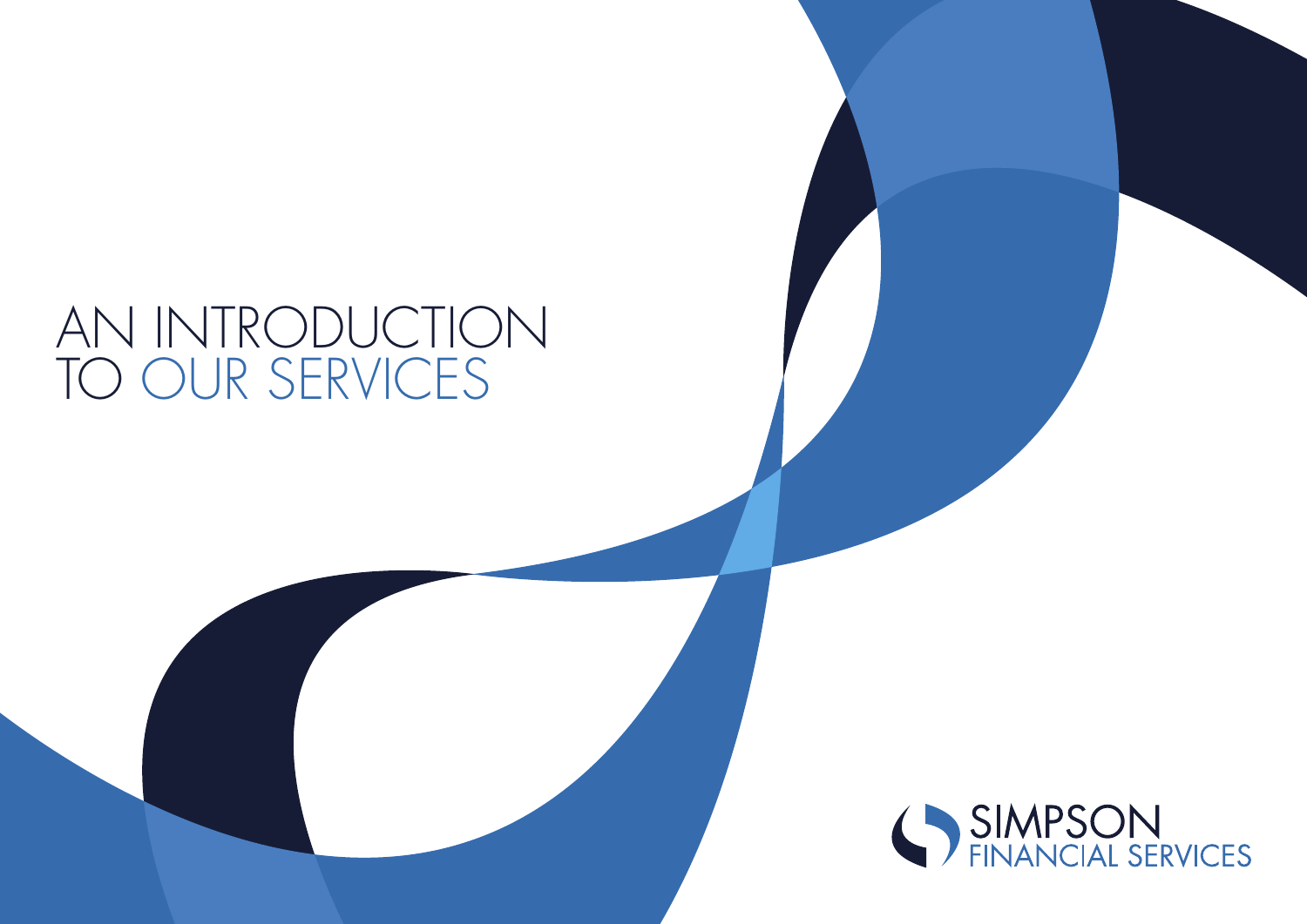# AN INTRODUCTION TO OUR SERVICES

SIMPSON
FINANCIAL SERVICES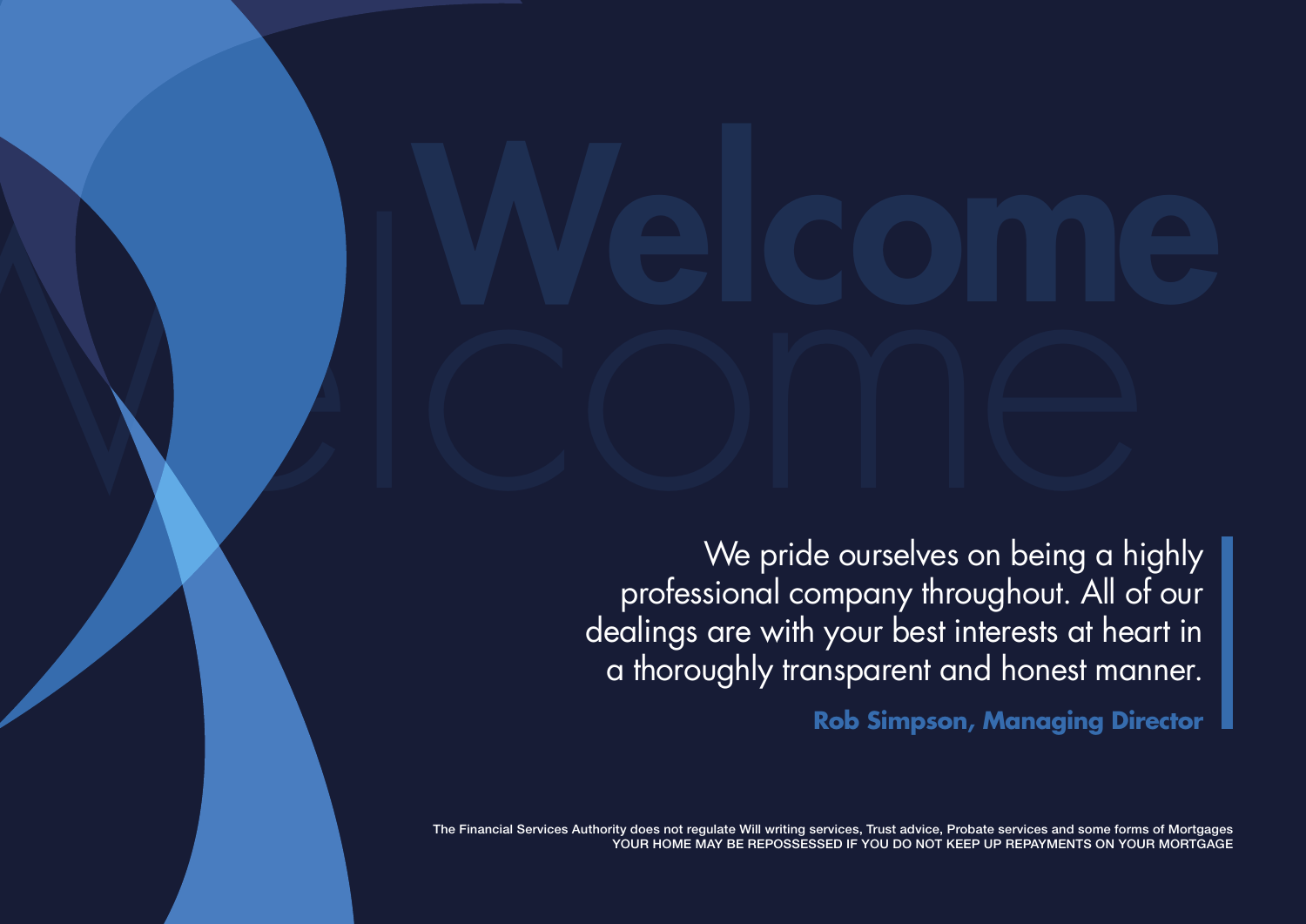# Welcome

We pride ourselves on being a highly professional company throughout. All of our dealings are with your best interests at heart in a thoroughly transparent and honest manner.

**Rob Simpson, Managing Director**

The Financial Services Authority does not regulate Will writing services, Trust advice, Probate services and some forms of Mortgages
YOUR HOME MAY BE REPOSSESSED IF YOU DO NOT KEEP UP REPAYMENTS ON YOUR MORTGAGE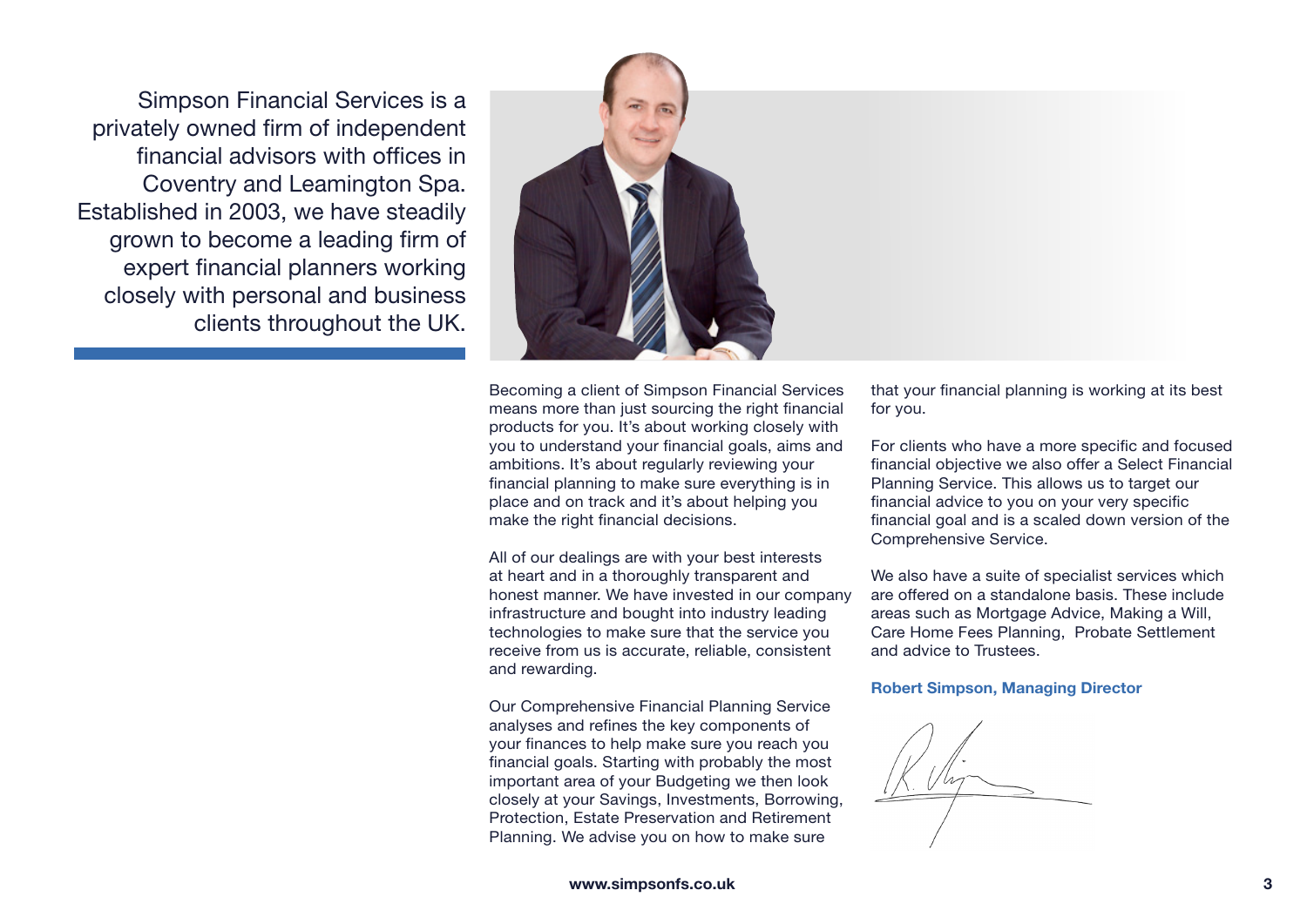Simpson Financial Services is a privately owned firm of independent financial advisors with offices in Coventry and Leamington Spa. Established in 2003, we have steadily grown to become a leading firm of expert financial planners working closely with personal and business clients throughout the UK.

Becoming a client of Simpson Financial Services means more than just sourcing the right financial products for you. It's about working closely with you to understand your financial goals, aims and ambitions. It's about regularly reviewing your financial planning to make sure everything is in place and on track and it's about helping you make the right financial decisions.

All of our dealings are with your best interests at heart and in a thoroughly transparent and honest manner. We have invested in our company infrastructure and bought into industry leading technologies to make sure that the service you receive from us is accurate, reliable, consistent and rewarding.

Our Comprehensive Financial Planning Service analyses and refines the key components of your finances to help make sure you reach you financial goals. Starting with probably the most important area of your Budgeting we then look closely at your Savings, Investments, Borrowing, Protection, Estate Preservation and Retirement Planning. We advise you on how to make sure that your financial planning is working at its best for you.

For clients who have a more specific and focused financial objective we also offer a Select Financial Planning Service. This allows us to target our financial advice to you on your very specific financial goal and is a scaled down version of the Comprehensive Service.

We also have a suite of specialist services which are offered on a standalone basis. These include areas such as Mortgage Advice, Making a Will, Care Home Fees Planning, Probate Settlement and advice to Trustees.

**Robert Simpson, Managing Director**

**www.simpsonfs.co.uk**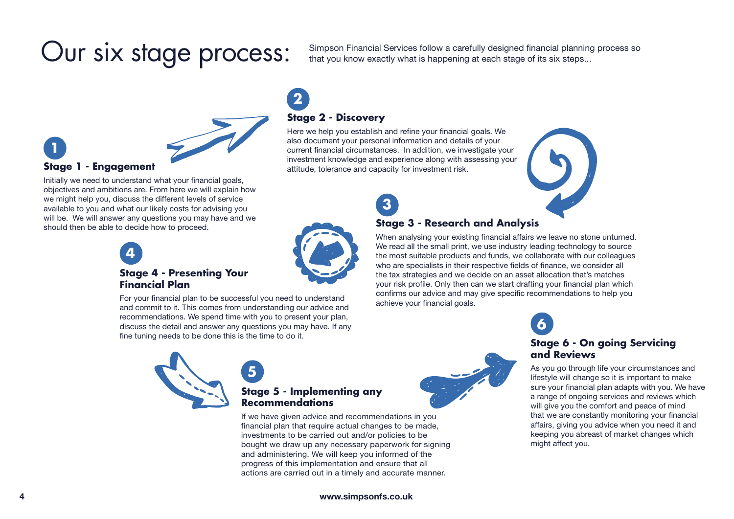# Our six stage process:

Simpson Financial Services follow a carefully designed financial planning process so that you know exactly what is happening at each stage of its six steps...

## 1

### Stage 1 - Engagement

Initially we need to understand what your financial goals, objectives and ambitions are. From here we will explain how we might help you, discuss the different levels of service available to you and what our likely costs for advising you will be. We will answer any questions you may have and we should then be able to decide how to proceed.

## 2

### Stage 2 - Discovery

Here we help you establish and refine your financial goals. We also document your personal information and details of your current financial circumstances. In addition, we investigate your investment knowledge and experience along with assessing your attitude, tolerance and capacity for investment risk.

## 3

### Stage 3 - Research and Analysis

When analysing your existing financial affairs we leave no stone unturned. We read all the small print, we use industry leading technology to source the most suitable products and funds, we collaborate with our colleagues who are specialists in their respective fields of finance, we consider all the tax strategies and we decide on an asset allocation that's matches your risk profile. Only then can we start drafting your financial plan which confirms our advice and may give specific recommendations to help you achieve your financial goals.

## 4

### Stage 4 - Presenting Your Financial Plan

For your financial plan to be successful you need to understand and commit to it. This comes from understanding our advice and recommendations. We spend time with you to present your plan, discuss the detail and answer any questions you may have. If any fine tuning needs to be done this is the time to do it.

## 5

### Stage 5 - Implementing any Recommendations

If we have given advice and recommendations in you financial plan that require actual changes to be made, investments to be carried out and/or policies to be bought we draw up any necessary paperwork for signing and administering. We will keep you informed of the progress of this implementation and ensure that all actions are carried out in a timely and accurate manner.

## 6

### Stage 6 - On going Servicing and Reviews

As you go through life your circumstances and lifestyle will change so it is important to make sure your financial plan adapts with you. We have a range of ongoing services and reviews which will give you the comfort and peace of mind that we are constantly monitoring your financial affairs, giving you advice when you need it and keeping you abreast of market changes which might affect you.

www.simpsonfs.co.uk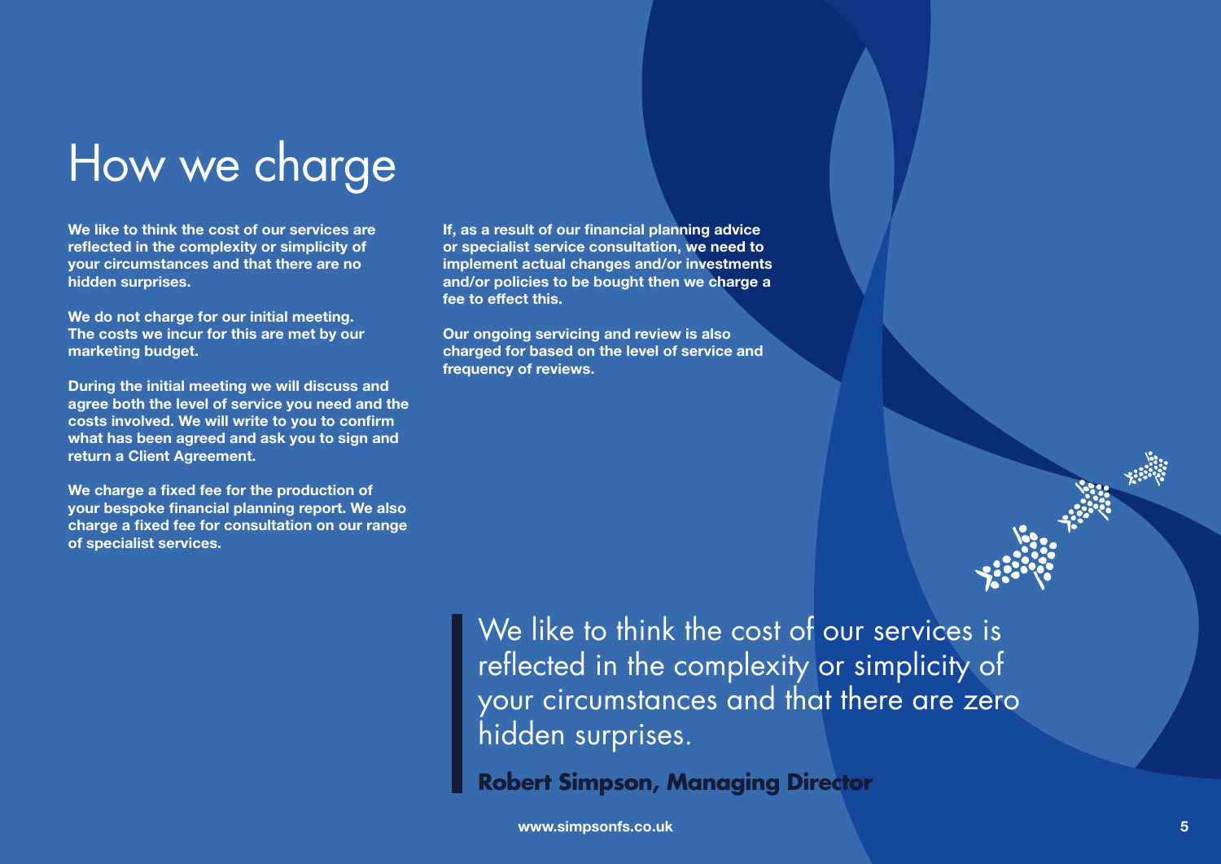# How we charge

**We like to think the cost of our services are reflected in the complexity or simplicity of your circumstances and that there are no hidden surprises.**

**We do not charge for our initial meeting. The costs we incur for this are met by our marketing budget.**

**During the initial meeting we will discuss and agree both the level of service you need and the costs involved. We will write to you to confirm what has been agreed and ask you to sign and return a Client Agreement.**

**We charge a fixed fee for the production of your bespoke financial planning report. We also charge a fixed fee for consultation on our range of specialist services.**

**If, as a result of our financial planning advice or specialist service consultation, we need to implement actual changes and/or investments and/or policies to be bought then we charge a fee to effect this.**

**Our ongoing servicing and review is also charged for based on the level of service and frequency of reviews.**

> We like to think the cost of our services is reflected in the complexity or simplicity of your circumstances and that there are zero hidden surprises.
>
> **Robert Simpson, Managing Director**

www.simpsonfs.co.uk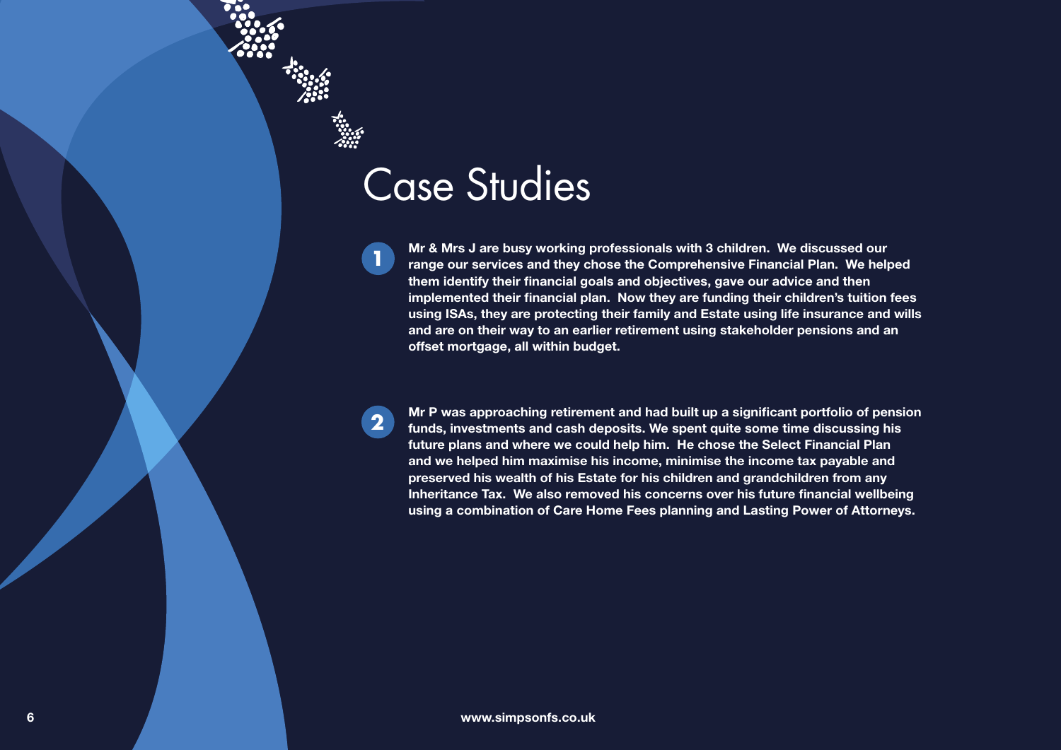# Case Studies

**1** **Mr & Mrs J are busy working professionals with 3 children. We discussed our range our services and they chose the Comprehensive Financial Plan. We helped them identify their financial goals and objectives, gave our advice and then implemented their financial plan. Now they are funding their children's tuition fees using ISAs, they are protecting their family and Estate using life insurance and wills and are on their way to an earlier retirement using stakeholder pensions and an offset mortgage, all within budget.**

**2** **Mr P was approaching retirement and had built up a significant portfolio of pension funds, investments and cash deposits. We spent quite some time discussing his future plans and where we could help him. He chose the Select Financial Plan and we helped him maximise his income, minimise the income tax payable and preserved his wealth of his Estate for his children and grandchildren from any Inheritance Tax. We also removed his concerns over his future financial wellbeing using a combination of Care Home Fees planning and Lasting Power of Attorneys.**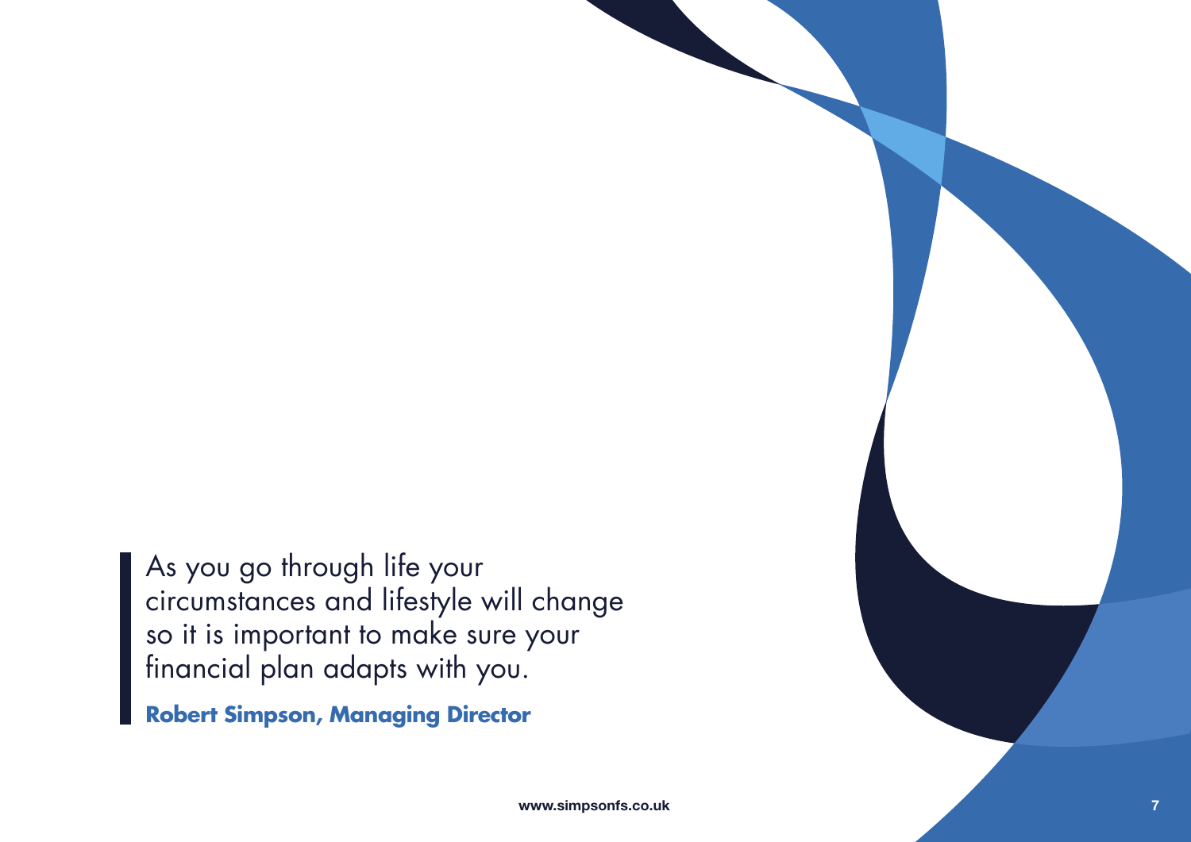> As you go through life your circumstances and lifestyle will change so it is important to make sure your financial plan adapts with you.
>
> **Robert Simpson, Managing Director**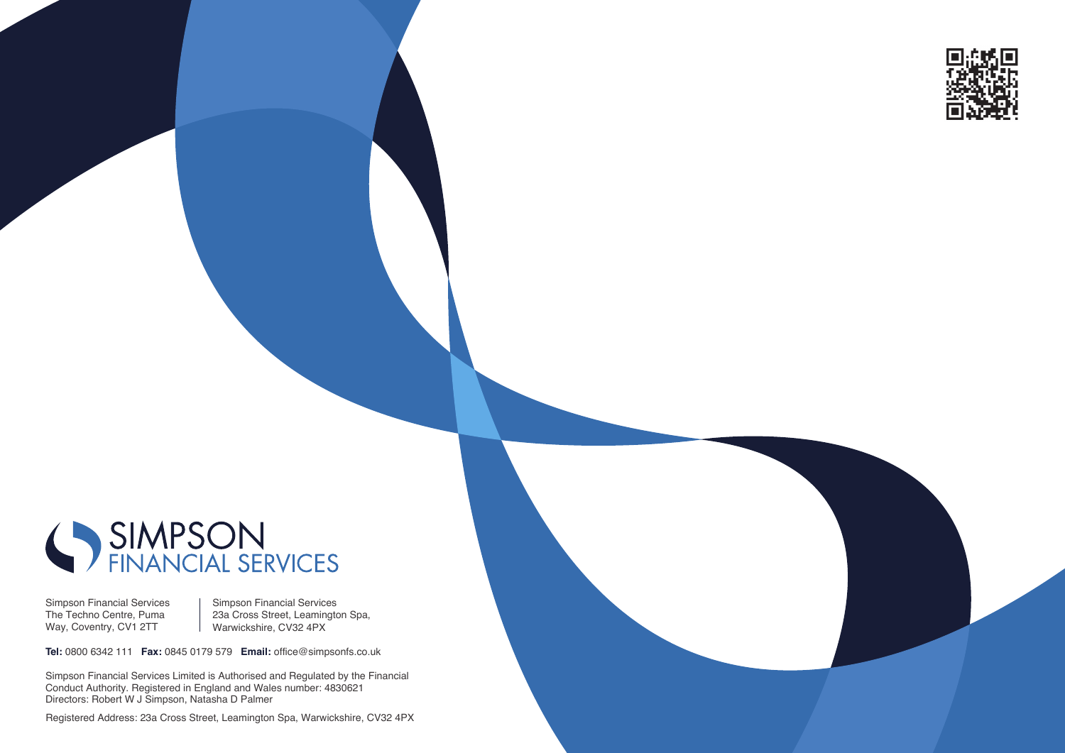SIMPSON
FINANCIAL SERVICES

Simpson Financial Services
The Techno Centre, Puma
Way, Coventry, CV1 2TT

Simpson Financial Services
23a Cross Street, Leamington Spa,
Warwickshire, CV32 4PX

**Tel:** 0800 6342 111 **Fax:** 0845 0179 579 **Email:** office@simpsonfs.co.uk

Simpson Financial Services Limited is Authorised and Regulated by the Financial Conduct Authority. Registered in England and Wales number: 4830621
Directors: Robert W J Simpson, Natasha D Palmer

Registered Address: 23a Cross Street, Leamington Spa, Warwickshire, CV32 4PX